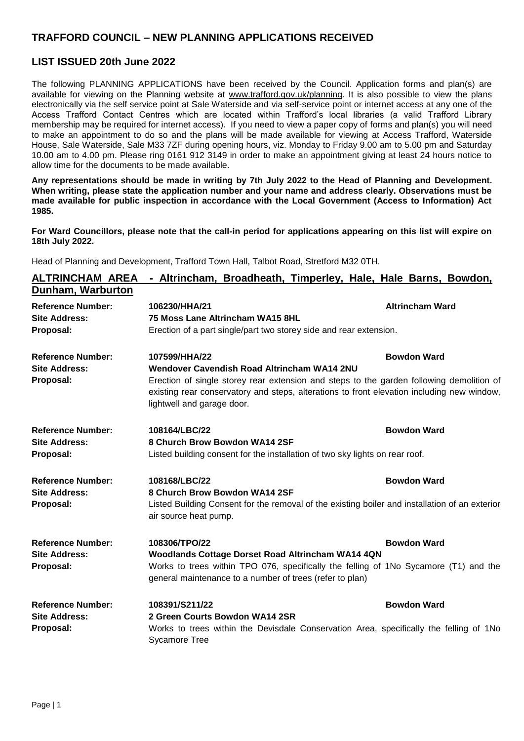# TRAFFORD COUNCIL – NEW PLANNING APPLICATIONS RECEIVED

## LIST ISSUED 20th June 2022

The following PLANNING APPLICATIONS have been received by the Council. Application forms and plan(s) are available for viewing on the Planning website at www.trafford.gov.uk/planning. It is also possible to view the plans electronically via the self service point at Sale Waterside and via self-service point or internet access at any one of the Access Trafford Contact Centres which are located within Trafford's local libraries (a valid Trafford Library membership may be required for internet access). If you need to view a paper copy of forms and plan(s) you will need to make an appointment to do so and the plans will be made available for viewing at Access Trafford, Waterside House, Sale Waterside, Sale M33 7ZF during opening hours, viz. Monday to Friday 9.00 am to 5.00 pm and Saturday 10.00 am to 4.00 pm. Please ring 0161 912 3149 in order to make an appointment giving at least 24 hours notice to allow time for the documents to be made available.

**Any representations should be made in writing by 7th July 2022 to the Head of Planning and Development. When writing, please state the application number and your name and address clearly. Observations must be made available for public inspection in accordance with the Local Government (Access to Information) Act 1985.**

**For Ward Councillors, please note that the call-in period for applications appearing on this list will expire on 18th July 2022.**

Head of Planning and Development, Trafford Town Hall, Talbot Road, Stretford M32 0TH.

## ALTRINCHAM AREA - Altrincham, Broadheath, Timperley, Hale, Hale Barns, Bowdon, Dunham, Warburton

**Reference Number:** **106230/HHA/21** — **Altrincham Ward**
**Site Address:** **75 Moss Lane Altrincham WA15 8HL**
**Proposal:** Erection of a part single/part two storey side and rear extension.

**Reference Number:** **107599/HHA/22** — **Bowdon Ward**
**Site Address:** **Wendover Cavendish Road Altrincham WA14 2NU**
**Proposal:** Erection of single storey rear extension and steps to the garden following demolition of existing rear conservatory and steps, alterations to front elevation including new window, lightwell and garage door.

**Reference Number:** **108164/LBC/22** — **Bowdon Ward**
**Site Address:** **8 Church Brow Bowdon WA14 2SF**
**Proposal:** Listed building consent for the installation of two sky lights on rear roof.

**Reference Number:** **108168/LBC/22** — **Bowdon Ward**
**Site Address:** **8 Church Brow Bowdon WA14 2SF**
**Proposal:** Listed Building Consent for the removal of the existing boiler and installation of an exterior air source heat pump.

**Reference Number:** **108306/TPO/22** — **Bowdon Ward**
**Site Address:** **Woodlands Cottage Dorset Road Altrincham WA14 4QN**
**Proposal:** Works to trees within TPO 076, specifically the felling of 1No Sycamore (T1) and the general maintenance to a number of trees (refer to plan)

**Reference Number:** **108391/S211/22** — **Bowdon Ward**
**Site Address:** **2 Green Courts Bowdon WA14 2SR**
**Proposal:** Works to trees within the Devisdale Conservation Area, specifically the felling of 1No Sycamore Tree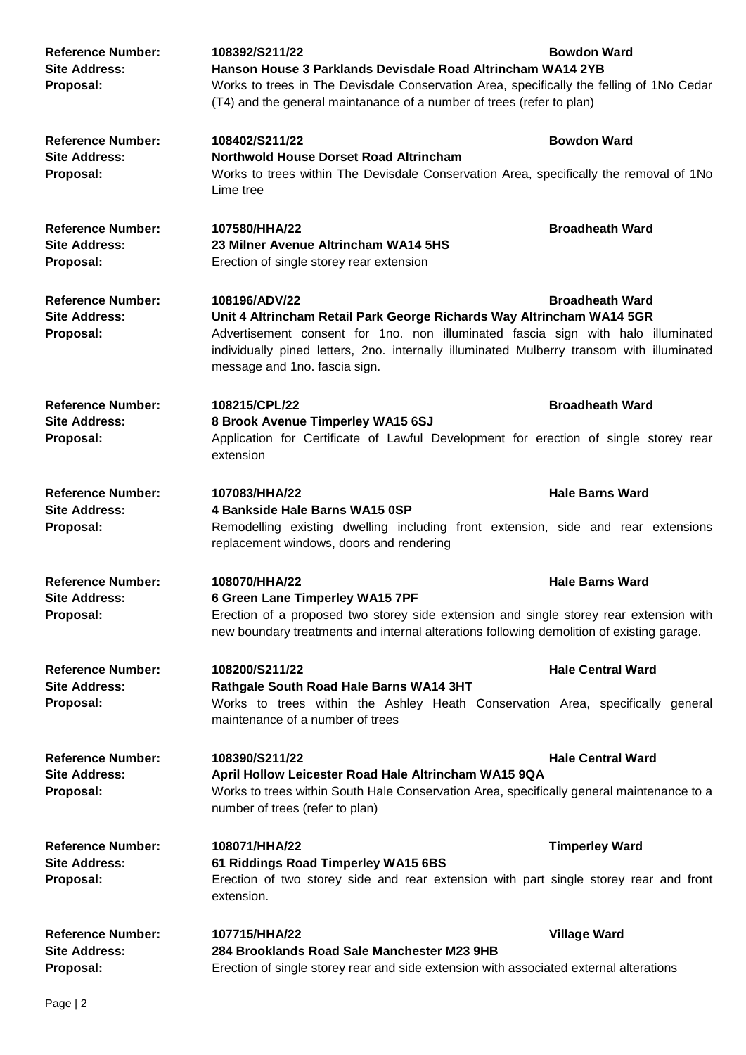**Reference Number:** 108392/S211/22 — **Bowdon Ward**
**Site Address:** **Hanson House 3 Parklands Devisdale Road Altrincham WA14 2YB**
**Proposal:** Works to trees in The Devisdale Conservation Area, specifically the felling of 1No Cedar (T4) and the general maintanance of a number of trees (refer to plan)

**Reference Number:** 108402/S211/22 — **Bowdon Ward**
**Site Address:** **Northwold House Dorset Road Altrincham**
**Proposal:** Works to trees within The Devisdale Conservation Area, specifically the removal of 1No Lime tree

**Reference Number:** 107580/HHA/22 — **Broadheath Ward**
**Site Address:** **23 Milner Avenue Altrincham WA14 5HS**
**Proposal:** Erection of single storey rear extension

**Reference Number:** 108196/ADV/22 — **Broadheath Ward**
**Site Address:** **Unit 4 Altrincham Retail Park George Richards Way Altrincham WA14 5GR**
**Proposal:** Advertisement consent for 1no. non illuminated fascia sign with halo illuminated individually pined letters, 2no. internally illuminated Mulberry transom with illuminated message and 1no. fascia sign.

**Reference Number:** 108215/CPL/22 — **Broadheath Ward**
**Site Address:** **8 Brook Avenue Timperley WA15 6SJ**
**Proposal:** Application for Certificate of Lawful Development for erection of single storey rear extension

**Reference Number:** 107083/HHA/22 — **Hale Barns Ward**
**Site Address:** **4 Bankside Hale Barns WA15 0SP**
**Proposal:** Remodelling existing dwelling including front extension, side and rear extensions replacement windows, doors and rendering

**Reference Number:** 108070/HHA/22 — **Hale Barns Ward**
**Site Address:** **6 Green Lane Timperley WA15 7PF**
**Proposal:** Erection of a proposed two storey side extension and single storey rear extension with new boundary treatments and internal alterations following demolition of existing garage.

**Reference Number:** 108200/S211/22 — **Hale Central Ward**
**Site Address:** **Rathgale South Road Hale Barns WA14 3HT**
**Proposal:** Works to trees within the Ashley Heath Conservation Area, specifically general maintenance of a number of trees

**Reference Number:** 108390/S211/22 — **Hale Central Ward**
**Site Address:** **April Hollow Leicester Road Hale Altrincham WA15 9QA**
**Proposal:** Works to trees within South Hale Conservation Area, specifically general maintenance to a number of trees (refer to plan)

**Reference Number:** 108071/HHA/22 — **Timperley Ward**
**Site Address:** **61 Riddings Road Timperley WA15 6BS**
**Proposal:** Erection of two storey side and rear extension with part single storey rear and front extension.

**Reference Number:** 107715/HHA/22 — **Village Ward**
**Site Address:** **284 Brooklands Road Sale Manchester M23 9HB**
**Proposal:** Erection of single storey rear and side extension with associated external alterations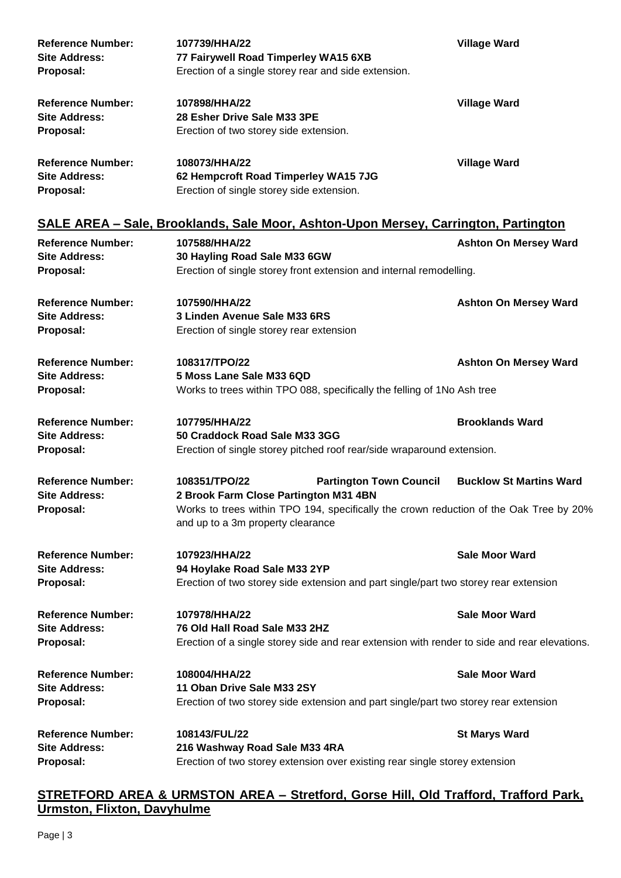**Reference Number:** **107739/HHA/22** **Village Ward**
**Site Address:** **77 Fairywell Road Timperley WA15 6XB**
**Proposal:** Erection of a single storey rear and side extension.

**Reference Number:** **107898/HHA/22** **Village Ward**
**Site Address:** **28 Esher Drive Sale M33 3PE**
**Proposal:** Erection of two storey side extension.

**Reference Number:** **108073/HHA/22** **Village Ward**
**Site Address:** **62 Hempcroft Road Timperley WA15 7JG**
**Proposal:** Erection of single storey side extension.

## SALE AREA – Sale, Brooklands, Sale Moor, Ashton-Upon Mersey, Carrington, Partington

**Reference Number:** **107588/HHA/22** **Ashton On Mersey Ward**
**Site Address:** **30 Hayling Road Sale M33 6GW**
**Proposal:** Erection of single storey front extension and internal remodelling.

**Reference Number:** **107590/HHA/22** **Ashton On Mersey Ward**
**Site Address:** **3 Linden Avenue Sale M33 6RS**
**Proposal:** Erection of single storey rear extension

**Reference Number:** **108317/TPO/22** **Ashton On Mersey Ward**
**Site Address:** **5 Moss Lane Sale M33 6QD**
**Proposal:** Works to trees within TPO 088, specifically the felling of 1No Ash tree

**Reference Number:** **107795/HHA/22** **Brooklands Ward**
**Site Address:** **50 Craddock Road Sale M33 3GG**
**Proposal:** Erection of single storey pitched roof rear/side wraparound extension.

**Reference Number:** **108351/TPO/22** **Partington Town Council** **Bucklow St Martins Ward**
**Site Address:** **2 Brook Farm Close Partington M31 4BN**
**Proposal:** Works to trees within TPO 194, specifically the crown reduction of the Oak Tree by 20% and up to a 3m property clearance

**Reference Number:** **107923/HHA/22** **Sale Moor Ward**
**Site Address:** **94 Hoylake Road Sale M33 2YP**
**Proposal:** Erection of two storey side extension and part single/part two storey rear extension

**Reference Number:** **107978/HHA/22** **Sale Moor Ward**
**Site Address:** **76 Old Hall Road Sale M33 2HZ**
**Proposal:** Erection of a single storey side and rear extension with render to side and rear elevations.

**Reference Number:** **108004/HHA/22** **Sale Moor Ward**
**Site Address:** **11 Oban Drive Sale M33 2SY**
**Proposal:** Erection of two storey side extension and part single/part two storey rear extension

**Reference Number:** **108143/FUL/22** **St Marys Ward**
**Site Address:** **216 Washway Road Sale M33 4RA**
**Proposal:** Erection of two storey extension over existing rear single storey extension

## STRETFORD AREA & URMSTON AREA – Stretford, Gorse Hill, Old Trafford, Trafford Park, Urmston, Flixton, Davyhulme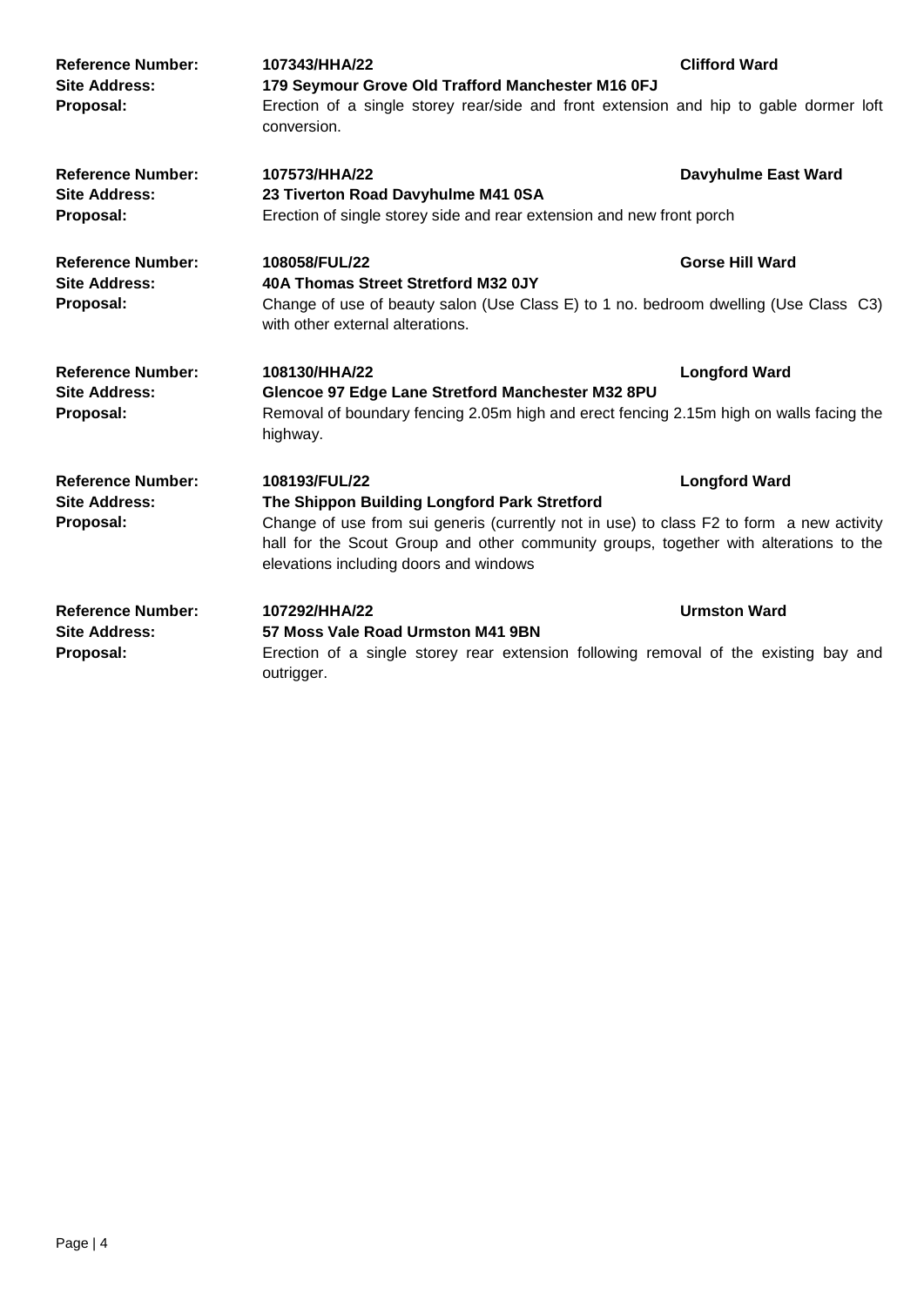**Reference Number:** **107343/HHA/22** **Clifford Ward**
**Site Address:** **179 Seymour Grove Old Trafford Manchester M16 0FJ**
**Proposal:** Erection of a single storey rear/side and front extension and hip to gable dormer loft conversion.

**Reference Number:** **107573/HHA/22** **Davyhulme East Ward**
**Site Address:** **23 Tiverton Road Davyhulme M41 0SA**
**Proposal:** Erection of single storey side and rear extension and new front porch

**Reference Number:** **108058/FUL/22** **Gorse Hill Ward**
**Site Address:** **40A Thomas Street Stretford M32 0JY**
**Proposal:** Change of use of beauty salon (Use Class E) to 1 no. bedroom dwelling (Use Class C3) with other external alterations.

**Reference Number:** **108130/HHA/22** **Longford Ward**
**Site Address:** **Glencoe 97 Edge Lane Stretford Manchester M32 8PU**
**Proposal:** Removal of boundary fencing 2.05m high and erect fencing 2.15m high on walls facing the highway.

**Reference Number:** **108193/FUL/22** **Longford Ward**
**Site Address:** **The Shippon Building Longford Park Stretford**
**Proposal:** Change of use from sui generis (currently not in use) to class F2 to form a new activity hall for the Scout Group and other community groups, together with alterations to the elevations including doors and windows

**Reference Number:** **107292/HHA/22** **Urmston Ward**
**Site Address:** **57 Moss Vale Road Urmston M41 9BN**
**Proposal:** Erection of a single storey rear extension following removal of the existing bay and outrigger.